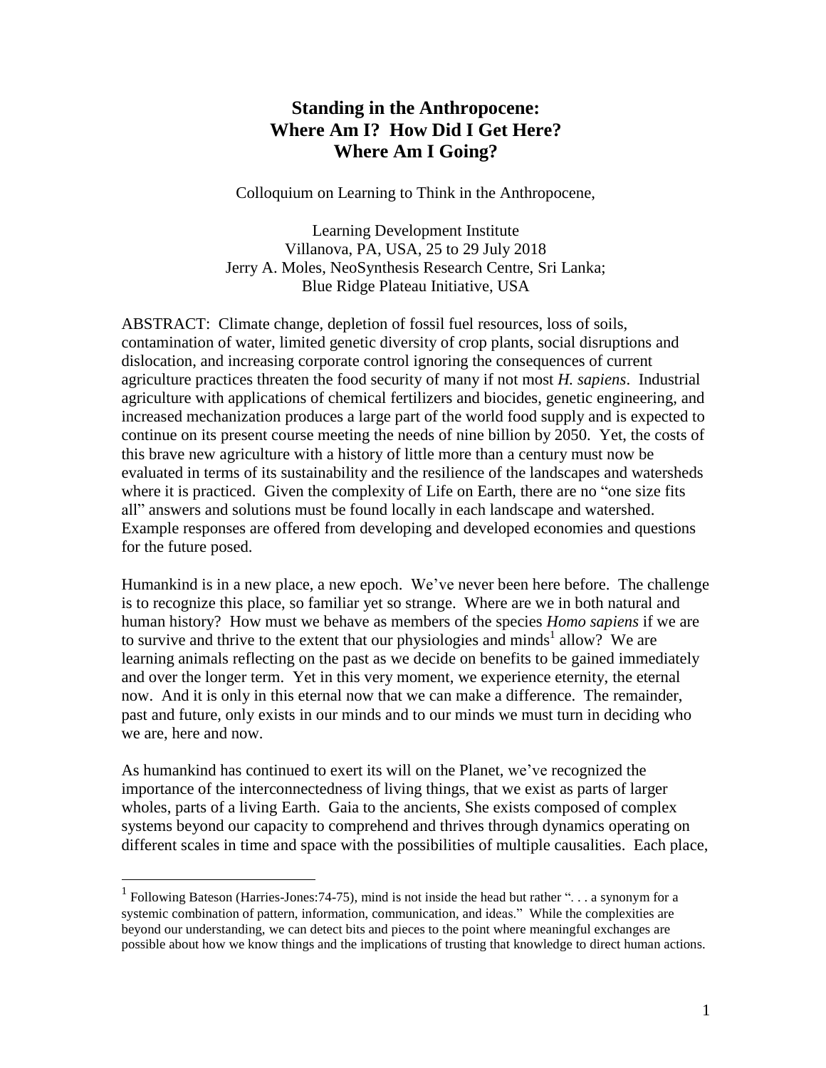# Standing in the Anthropocene: Where Am I? How Did I Get Here? Where Am I Going?

Colloquium on Learning to Think in the Anthropocene,

Learning Development Institute
Villanova, PA, USA, 25 to 29 July 2018
Jerry A. Moles, NeoSynthesis Research Centre, Sri Lanka;
Blue Ridge Plateau Initiative, USA

ABSTRACT: Climate change, depletion of fossil fuel resources, loss of soils, contamination of water, limited genetic diversity of crop plants, social disruptions and dislocation, and increasing corporate control ignoring the consequences of current agriculture practices threaten the food security of many if not most *H. sapiens*. Industrial agriculture with applications of chemical fertilizers and biocides, genetic engineering, and increased mechanization produces a large part of the world food supply and is expected to continue on its present course meeting the needs of nine billion by 2050. Yet, the costs of this brave new agriculture with a history of little more than a century must now be evaluated in terms of its sustainability and the resilience of the landscapes and watersheds where it is practiced. Given the complexity of Life on Earth, there are no "one size fits all" answers and solutions must be found locally in each landscape and watershed. Example responses are offered from developing and developed economies and questions for the future posed.

Humankind is in a new place, a new epoch. We've never been here before. The challenge is to recognize this place, so familiar yet so strange. Where are we in both natural and human history? How must we behave as members of the species *Homo sapiens* if we are to survive and thrive to the extent that our physiologies and minds[1] allow? We are learning animals reflecting on the past as we decide on benefits to be gained immediately and over the longer term. Yet in this very moment, we experience eternity, the eternal now. And it is only in this eternal now that we can make a difference. The remainder, past and future, only exists in our minds and to our minds we must turn in deciding who we are, here and now.

As humankind has continued to exert its will on the Planet, we've recognized the importance of the interconnectedness of living things, that we exist as parts of larger wholes, parts of a living Earth. Gaia to the ancients, She exists composed of complex systems beyond our capacity to comprehend and thrives through dynamics operating on different scales in time and space with the possibilities of multiple causalities. Each place,

---

[1] Following Bateson (Harries-Jones:74-75), mind is not inside the head but rather ". . . a synonym for a systemic combination of pattern, information, communication, and ideas." While the complexities are beyond our understanding, we can detect bits and pieces to the point where meaningful exchanges are possible about how we know things and the implications of trusting that knowledge to direct human actions.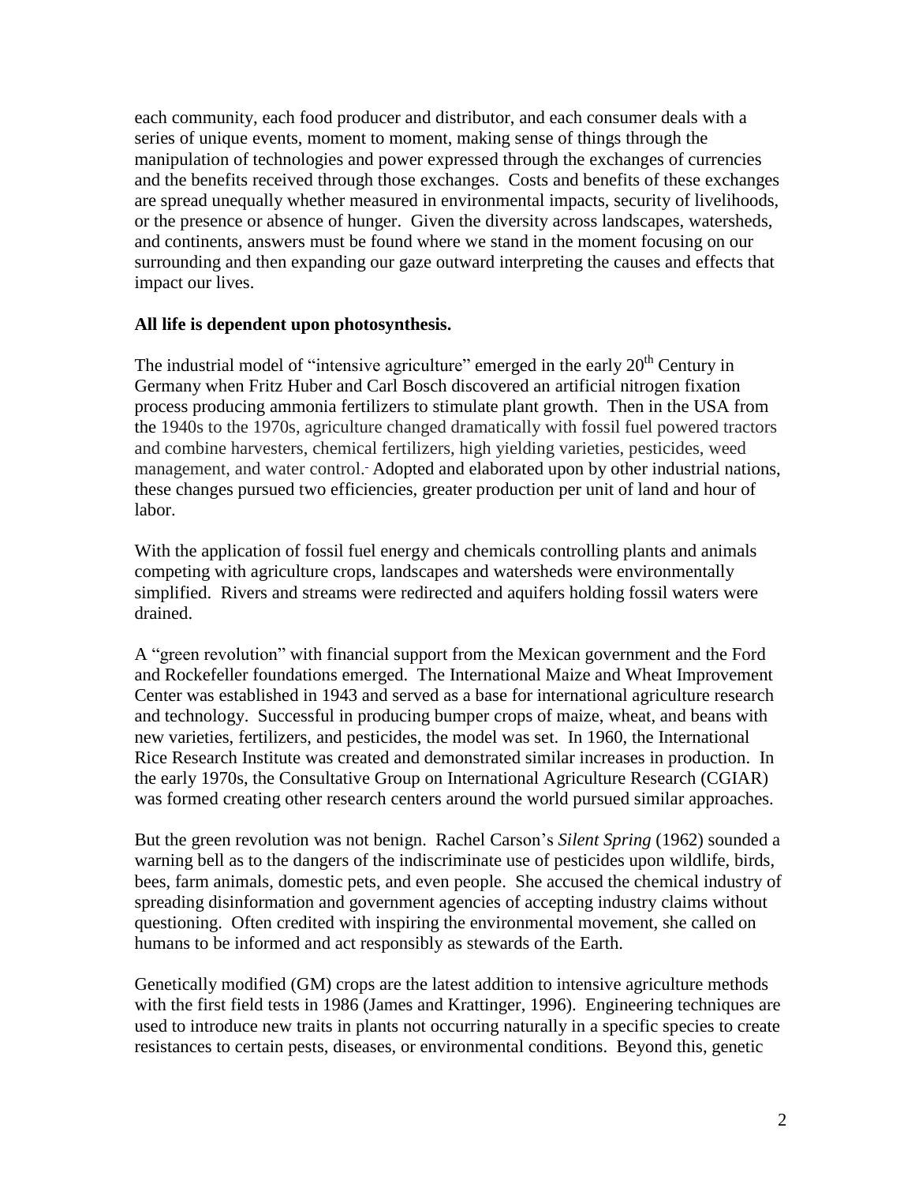each community, each food producer and distributor, and each consumer deals with a series of unique events, moment to moment, making sense of things through the manipulation of technologies and power expressed through the exchanges of currencies and the benefits received through those exchanges. Costs and benefits of these exchanges are spread unequally whether measured in environmental impacts, security of livelihoods, or the presence or absence of hunger. Given the diversity across landscapes, watersheds, and continents, answers must be found where we stand in the moment focusing on our surrounding and then expanding our gaze outward interpreting the causes and effects that impact our lives.

**All life is dependent upon photosynthesis.**

The industrial model of "intensive agriculture" emerged in the early 20th Century in Germany when Fritz Huber and Carl Bosch discovered an artificial nitrogen fixation process producing ammonia fertilizers to stimulate plant growth. Then in the USA from the 1940s to the 1970s, agriculture changed dramatically with fossil fuel powered tractors and combine harvesters, chemical fertilizers, high yielding varieties, pesticides, weed management, and water control. Adopted and elaborated upon by other industrial nations, these changes pursued two efficiencies, greater production per unit of land and hour of labor.

With the application of fossil fuel energy and chemicals controlling plants and animals competing with agriculture crops, landscapes and watersheds were environmentally simplified. Rivers and streams were redirected and aquifers holding fossil waters were drained.

A "green revolution" with financial support from the Mexican government and the Ford and Rockefeller foundations emerged. The International Maize and Wheat Improvement Center was established in 1943 and served as a base for international agriculture research and technology. Successful in producing bumper crops of maize, wheat, and beans with new varieties, fertilizers, and pesticides, the model was set. In 1960, the International Rice Research Institute was created and demonstrated similar increases in production. In the early 1970s, the Consultative Group on International Agriculture Research (CGIAR) was formed creating other research centers around the world pursued similar approaches.

But the green revolution was not benign. Rachel Carson's *Silent Spring* (1962) sounded a warning bell as to the dangers of the indiscriminate use of pesticides upon wildlife, birds, bees, farm animals, domestic pets, and even people. She accused the chemical industry of spreading disinformation and government agencies of accepting industry claims without questioning. Often credited with inspiring the environmental movement, she called on humans to be informed and act responsibly as stewards of the Earth.

Genetically modified (GM) crops are the latest addition to intensive agriculture methods with the first field tests in 1986 (James and Krattinger, 1996). Engineering techniques are used to introduce new traits in plants not occurring naturally in a specific species to create resistances to certain pests, diseases, or environmental conditions. Beyond this, genetic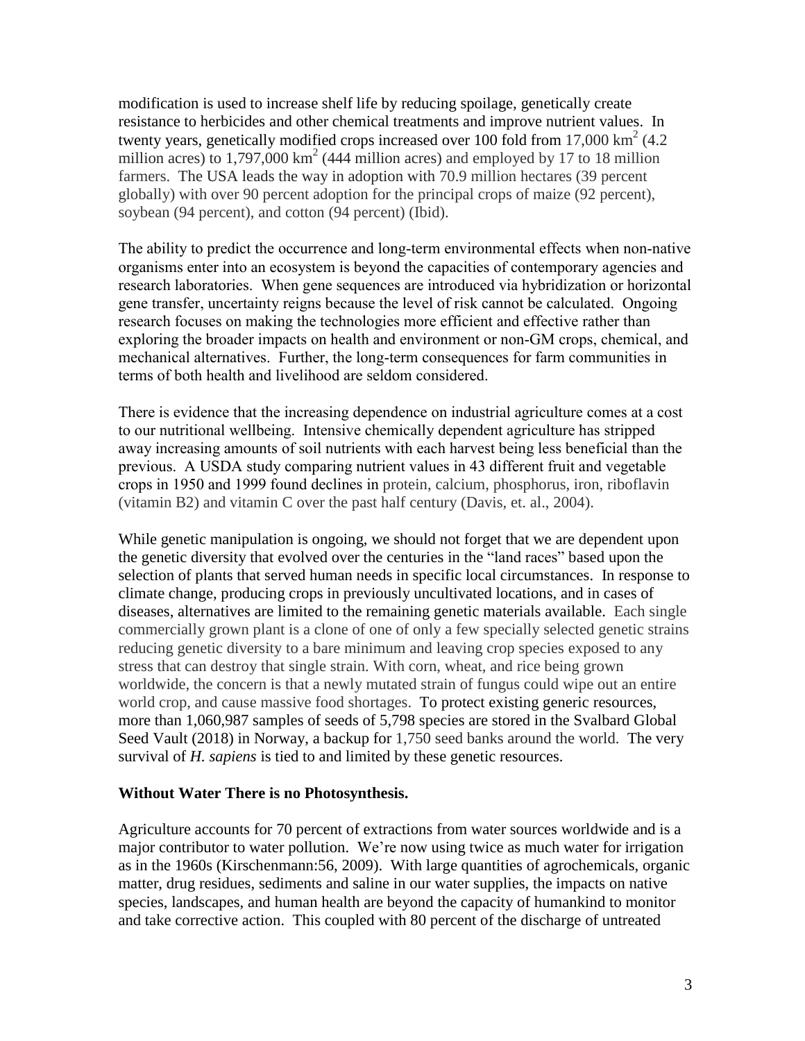modification is used to increase shelf life by reducing spoilage, genetically create resistance to herbicides and other chemical treatments and improve nutrient values. In twenty years, genetically modified crops increased over 100 fold from 17,000 $km^2$ (4.2 million acres) to 1,797,000 $km^2$ (444 million acres) and employed by 17 to 18 million farmers. The USA leads the way in adoption with 70.9 million hectares (39 percent globally) with over 90 percent adoption for the principal crops of maize (92 percent), soybean (94 percent), and cotton (94 percent) (Ibid).

The ability to predict the occurrence and long-term environmental effects when non-native organisms enter into an ecosystem is beyond the capacities of contemporary agencies and research laboratories. When gene sequences are introduced via hybridization or horizontal gene transfer, uncertainty reigns because the level of risk cannot be calculated. Ongoing research focuses on making the technologies more efficient and effective rather than exploring the broader impacts on health and environment or non-GM crops, chemical, and mechanical alternatives. Further, the long-term consequences for farm communities in terms of both health and livelihood are seldom considered.

There is evidence that the increasing dependence on industrial agriculture comes at a cost to our nutritional wellbeing. Intensive chemically dependent agriculture has stripped away increasing amounts of soil nutrients with each harvest being less beneficial than the previous. A USDA study comparing nutrient values in 43 different fruit and vegetable crops in 1950 and 1999 found declines in protein, calcium, phosphorus, iron, riboflavin (vitamin B2) and vitamin C over the past half century (Davis, et. al., 2004).

While genetic manipulation is ongoing, we should not forget that we are dependent upon the genetic diversity that evolved over the centuries in the "land races" based upon the selection of plants that served human needs in specific local circumstances. In response to climate change, producing crops in previously uncultivated locations, and in cases of diseases, alternatives are limited to the remaining genetic materials available. Each single commercially grown plant is a clone of one of only a few specially selected genetic strains reducing genetic diversity to a bare minimum and leaving crop species exposed to any stress that can destroy that single strain. With corn, wheat, and rice being grown worldwide, the concern is that a newly mutated strain of fungus could wipe out an entire world crop, and cause massive food shortages. To protect existing generic resources, more than 1,060,987 samples of seeds of 5,798 species are stored in the Svalbard Global Seed Vault (2018) in Norway, a backup for 1,750 seed banks around the world. The very survival of *H. sapiens* is tied to and limited by these genetic resources.

**Without Water There is no Photosynthesis.**

Agriculture accounts for 70 percent of extractions from water sources worldwide and is a major contributor to water pollution. We're now using twice as much water for irrigation as in the 1960s (Kirschenmann:56, 2009). With large quantities of agrochemicals, organic matter, drug residues, sediments and saline in our water supplies, the impacts on native species, landscapes, and human health are beyond the capacity of humankind to monitor and take corrective action. This coupled with 80 percent of the discharge of untreated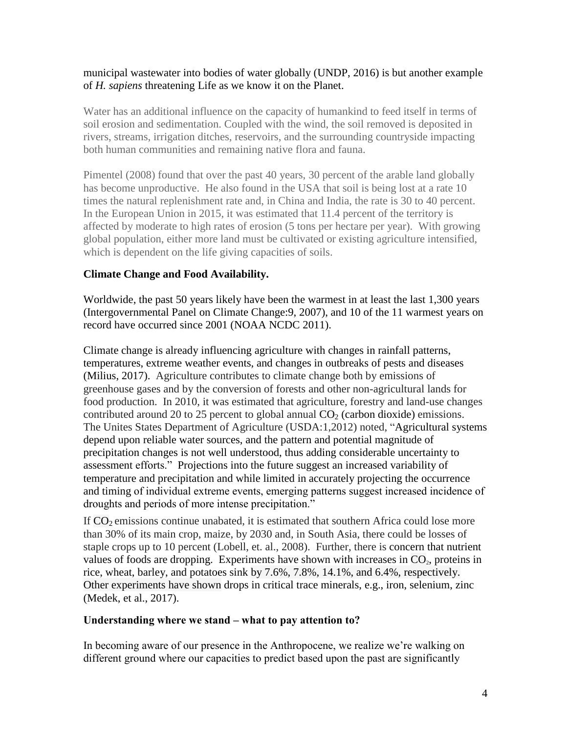municipal wastewater into bodies of water globally (UNDP, 2016) is but another example of *H. sapiens* threatening Life as we know it on the Planet.

Water has an additional influence on the capacity of humankind to feed itself in terms of soil erosion and sedimentation. Coupled with the wind, the soil removed is deposited in rivers, streams, irrigation ditches, reservoirs, and the surrounding countryside impacting both human communities and remaining native flora and fauna.

Pimentel (2008) found that over the past 40 years, 30 percent of the arable land globally has become unproductive. He also found in the USA that soil is being lost at a rate 10 times the natural replenishment rate and, in China and India, the rate is 30 to 40 percent. In the European Union in 2015, it was estimated that 11.4 percent of the territory is affected by moderate to high rates of erosion (5 tons per hectare per year). With growing global population, either more land must be cultivated or existing agriculture intensified, which is dependent on the life giving capacities of soils.

**Climate Change and Food Availability.**

Worldwide, the past 50 years likely have been the warmest in at least the last 1,300 years (Intergovernmental Panel on Climate Change:9, 2007), and 10 of the 11 warmest years on record have occurred since 2001 (NOAA NCDC 2011).

Climate change is already influencing agriculture with changes in rainfall patterns, temperatures, extreme weather events, and changes in outbreaks of pests and diseases (Milius, 2017). Agriculture contributes to climate change both by emissions of greenhouse gases and by the conversion of forests and other non-agricultural lands for food production. In 2010, it was estimated that agriculture, forestry and land-use changes contributed around 20 to 25 percent to global annual $CO_2$ (carbon dioxide) emissions. The Unites States Department of Agriculture (USDA:1,2012) noted, "Agricultural systems depend upon reliable water sources, and the pattern and potential magnitude of precipitation changes is not well understood, thus adding considerable uncertainty to assessment efforts." Projections into the future suggest an increased variability of temperature and precipitation and while limited in accurately projecting the occurrence and timing of individual extreme events, emerging patterns suggest increased incidence of droughts and periods of more intense precipitation."

If $CO_2$ emissions continue unabated, it is estimated that southern Africa could lose more than 30% of its main crop, maize, by 2030 and, in South Asia, there could be losses of staple crops up to 10 percent (Lobell, et. al., 2008). Further, there is concern that nutrient values of foods are dropping. Experiments have shown with increases in $CO_2$, proteins in rice, wheat, barley, and potatoes sink by 7.6%, 7.8%, 14.1%, and 6.4%, respectively. Other experiments have shown drops in critical trace minerals, e.g., iron, selenium, zinc (Medek, et al., 2017).

**Understanding where we stand – what to pay attention to?**

In becoming aware of our presence in the Anthropocene, we realize we're walking on different ground where our capacities to predict based upon the past are significantly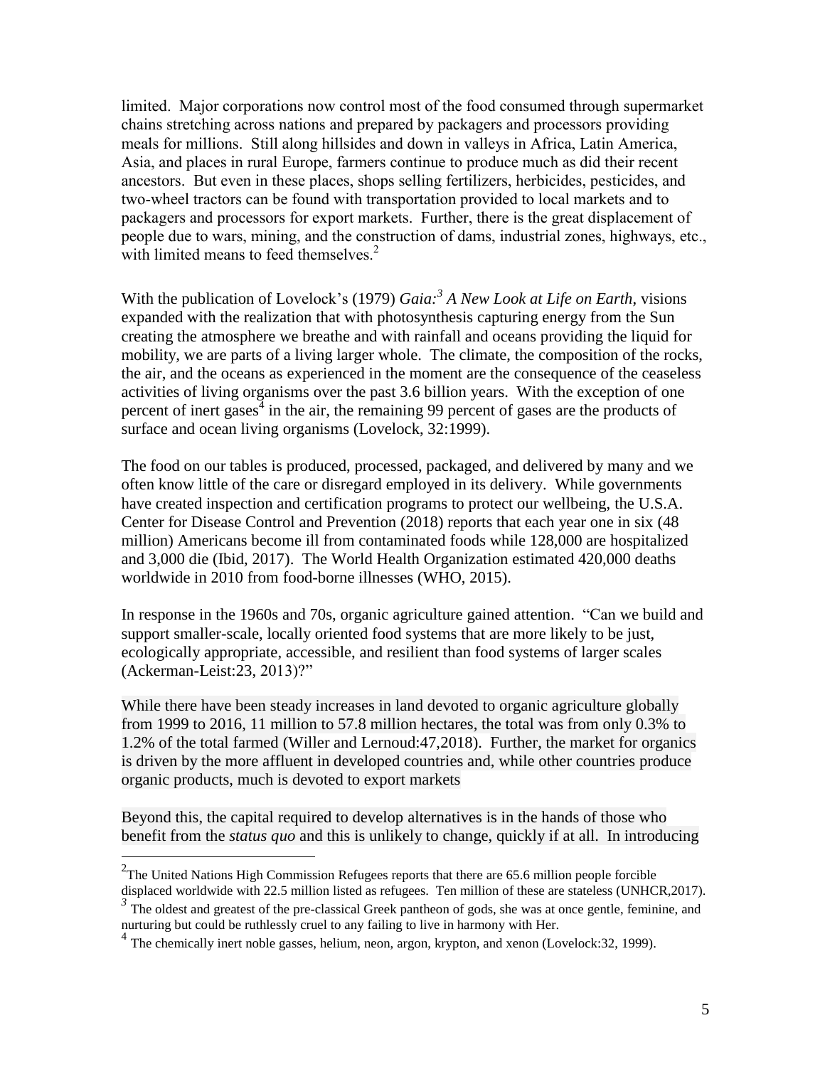limited. Major corporations now control most of the food consumed through supermarket chains stretching across nations and prepared by packagers and processors providing meals for millions. Still along hillsides and down in valleys in Africa, Latin America, Asia, and places in rural Europe, farmers continue to produce much as did their recent ancestors. But even in these places, shops selling fertilizers, herbicides, pesticides, and two-wheel tractors can be found with transportation provided to local markets and to packagers and processors for export markets. Further, there is the great displacement of people due to wars, mining, and the construction of dams, industrial zones, highways, etc., with limited means to feed themselves.[2]

With the publication of Lovelock's (1979) *Gaia:[3] A New Look at Life on Earth*, visions expanded with the realization that with photosynthesis capturing energy from the Sun creating the atmosphere we breathe and with rainfall and oceans providing the liquid for mobility, we are parts of a living larger whole. The climate, the composition of the rocks, the air, and the oceans as experienced in the moment are the consequence of the ceaseless activities of living organisms over the past 3.6 billion years. With the exception of one percent of inert gases[4] in the air, the remaining 99 percent of gases are the products of surface and ocean living organisms (Lovelock, 32:1999).

The food on our tables is produced, processed, packaged, and delivered by many and we often know little of the care or disregard employed in its delivery. While governments have created inspection and certification programs to protect our wellbeing, the U.S.A. Center for Disease Control and Prevention (2018) reports that each year one in six (48 million) Americans become ill from contaminated foods while 128,000 are hospitalized and 3,000 die (Ibid, 2017). The World Health Organization estimated 420,000 deaths worldwide in 2010 from food-borne illnesses (WHO, 2015).

In response in the 1960s and 70s, organic agriculture gained attention. "Can we build and support smaller-scale, locally oriented food systems that are more likely to be just, ecologically appropriate, accessible, and resilient than food systems of larger scales (Ackerman-Leist:23, 2013)?"

While there have been steady increases in land devoted to organic agriculture globally from 1999 to 2016, 11 million to 57.8 million hectares, the total was from only 0.3% to 1.2% of the total farmed (Willer and Lernoud:47,2018). Further, the market for organics is driven by the more affluent in developed countries and, while other countries produce organic products, much is devoted to export markets

Beyond this, the capital required to develop alternatives is in the hands of those who benefit from the *status quo* and this is unlikely to change, quickly if at all. In introducing

---

[2] The United Nations High Commission Refugees reports that there are 65.6 million people forcible displaced worldwide with 22.5 million listed as refugees. Ten million of these are stateless (UNHCR,2017).

[3] The oldest and greatest of the pre-classical Greek pantheon of gods, she was at once gentle, feminine, and nurturing but could be ruthlessly cruel to any failing to live in harmony with Her.

[4] The chemically inert noble gasses, helium, neon, argon, krypton, and xenon (Lovelock:32, 1999).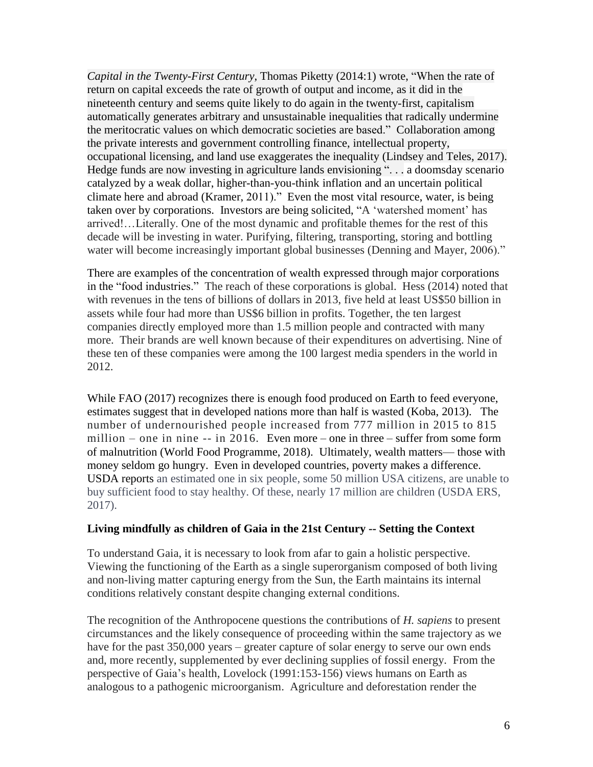*Capital in the Twenty-First Century*, Thomas Piketty (2014:1) wrote, "When the rate of return on capital exceeds the rate of growth of output and income, as it did in the nineteenth century and seems quite likely to do again in the twenty-first, capitalism automatically generates arbitrary and unsustainable inequalities that radically undermine the meritocratic values on which democratic societies are based." Collaboration among the private interests and government controlling finance, intellectual property, occupational licensing, and land use exaggerates the inequality (Lindsey and Teles, 2017). Hedge funds are now investing in agriculture lands envisioning ". . . a doomsday scenario catalyzed by a weak dollar, higher-than-you-think inflation and an uncertain political climate here and abroad (Kramer, 2011)." Even the most vital resource, water, is being taken over by corporations. Investors are being solicited, "A 'watershed moment' has arrived!…Literally. One of the most dynamic and profitable themes for the rest of this decade will be investing in water. Purifying, filtering, transporting, storing and bottling water will become increasingly important global businesses (Denning and Mayer, 2006)."

There are examples of the concentration of wealth expressed through major corporations in the "food industries." The reach of these corporations is global. Hess (2014) noted that with revenues in the tens of billions of dollars in 2013, five held at least US$50 billion in assets while four had more than US$6 billion in profits. Together, the ten largest companies directly employed more than 1.5 million people and contracted with many more. Their brands are well known because of their expenditures on advertising. Nine of these ten of these companies were among the 100 largest media spenders in the world in 2012.

While FAO (2017) recognizes there is enough food produced on Earth to feed everyone, estimates suggest that in developed nations more than half is wasted (Koba, 2013). The number of undernourished people increased from 777 million in 2015 to 815 million – one in nine -- in 2016. Even more – one in three – suffer from some form of malnutrition (World Food Programme, 2018). Ultimately, wealth matters— those with money seldom go hungry. Even in developed countries, poverty makes a difference. USDA reports an estimated one in six people, some 50 million USA citizens, are unable to buy sufficient food to stay healthy. Of these, nearly 17 million are children (USDA ERS, 2017).

**Living mindfully as children of Gaia in the 21st Century -- Setting the Context**

To understand Gaia, it is necessary to look from afar to gain a holistic perspective. Viewing the functioning of the Earth as a single superorganism composed of both living and non-living matter capturing energy from the Sun, the Earth maintains its internal conditions relatively constant despite changing external conditions.

The recognition of the Anthropocene questions the contributions of *H. sapiens* to present circumstances and the likely consequence of proceeding within the same trajectory as we have for the past 350,000 years – greater capture of solar energy to serve our own ends and, more recently, supplemented by ever declining supplies of fossil energy. From the perspective of Gaia's health, Lovelock (1991:153-156) views humans on Earth as analogous to a pathogenic microorganism. Agriculture and deforestation render the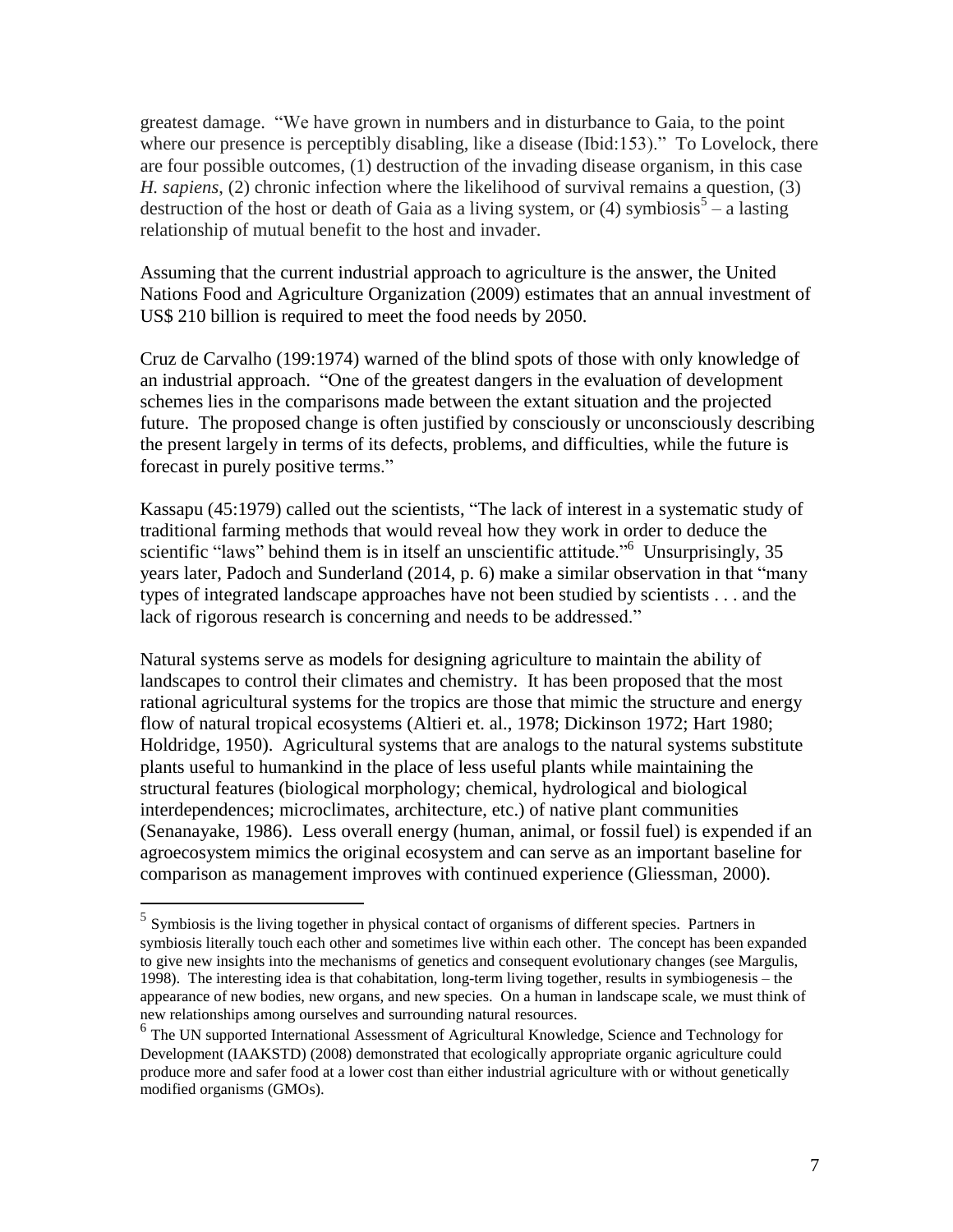greatest damage. "We have grown in numbers and in disturbance to Gaia, to the point where our presence is perceptibly disabling, like a disease (Ibid:153)." To Lovelock, there are four possible outcomes, (1) destruction of the invading disease organism, in this case *H. sapiens*, (2) chronic infection where the likelihood of survival remains a question, (3) destruction of the host or death of Gaia as a living system, or (4) symbiosis[5] – a lasting relationship of mutual benefit to the host and invader.

Assuming that the current industrial approach to agriculture is the answer, the United Nations Food and Agriculture Organization (2009) estimates that an annual investment of US$ 210 billion is required to meet the food needs by 2050.

Cruz de Carvalho (199:1974) warned of the blind spots of those with only knowledge of an industrial approach. "One of the greatest dangers in the evaluation of development schemes lies in the comparisons made between the extant situation and the projected future. The proposed change is often justified by consciously or unconsciously describing the present largely in terms of its defects, problems, and difficulties, while the future is forecast in purely positive terms."

Kassapu (45:1979) called out the scientists, "The lack of interest in a systematic study of traditional farming methods that would reveal how they work in order to deduce the scientific "laws" behind them is in itself an unscientific attitude."[6] Unsurprisingly, 35 years later, Padoch and Sunderland (2014, p. 6) make a similar observation in that "many types of integrated landscape approaches have not been studied by scientists . . . and the lack of rigorous research is concerning and needs to be addressed."

Natural systems serve as models for designing agriculture to maintain the ability of landscapes to control their climates and chemistry. It has been proposed that the most rational agricultural systems for the tropics are those that mimic the structure and energy flow of natural tropical ecosystems (Altieri et. al., 1978; Dickinson 1972; Hart 1980; Holdridge, 1950). Agricultural systems that are analogs to the natural systems substitute plants useful to humankind in the place of less useful plants while maintaining the structural features (biological morphology; chemical, hydrological and biological interdependences; microclimates, architecture, etc.) of native plant communities (Senanayake, 1986). Less overall energy (human, animal, or fossil fuel) is expended if an agroecosystem mimics the original ecosystem and can serve as an important baseline for comparison as management improves with continued experience (Gliessman, 2000).

---

[5] Symbiosis is the living together in physical contact of organisms of different species. Partners in symbiosis literally touch each other and sometimes live within each other. The concept has been expanded to give new insights into the mechanisms of genetics and consequent evolutionary changes (see Margulis, 1998). The interesting idea is that cohabitation, long-term living together, results in symbiogenesis – the appearance of new bodies, new organs, and new species. On a human in landscape scale, we must think of new relationships among ourselves and surrounding natural resources.

[6] The UN supported International Assessment of Agricultural Knowledge, Science and Technology for Development (IAAKSTD) (2008) demonstrated that ecologically appropriate organic agriculture could produce more and safer food at a lower cost than either industrial agriculture with or without genetically modified organisms (GMOs).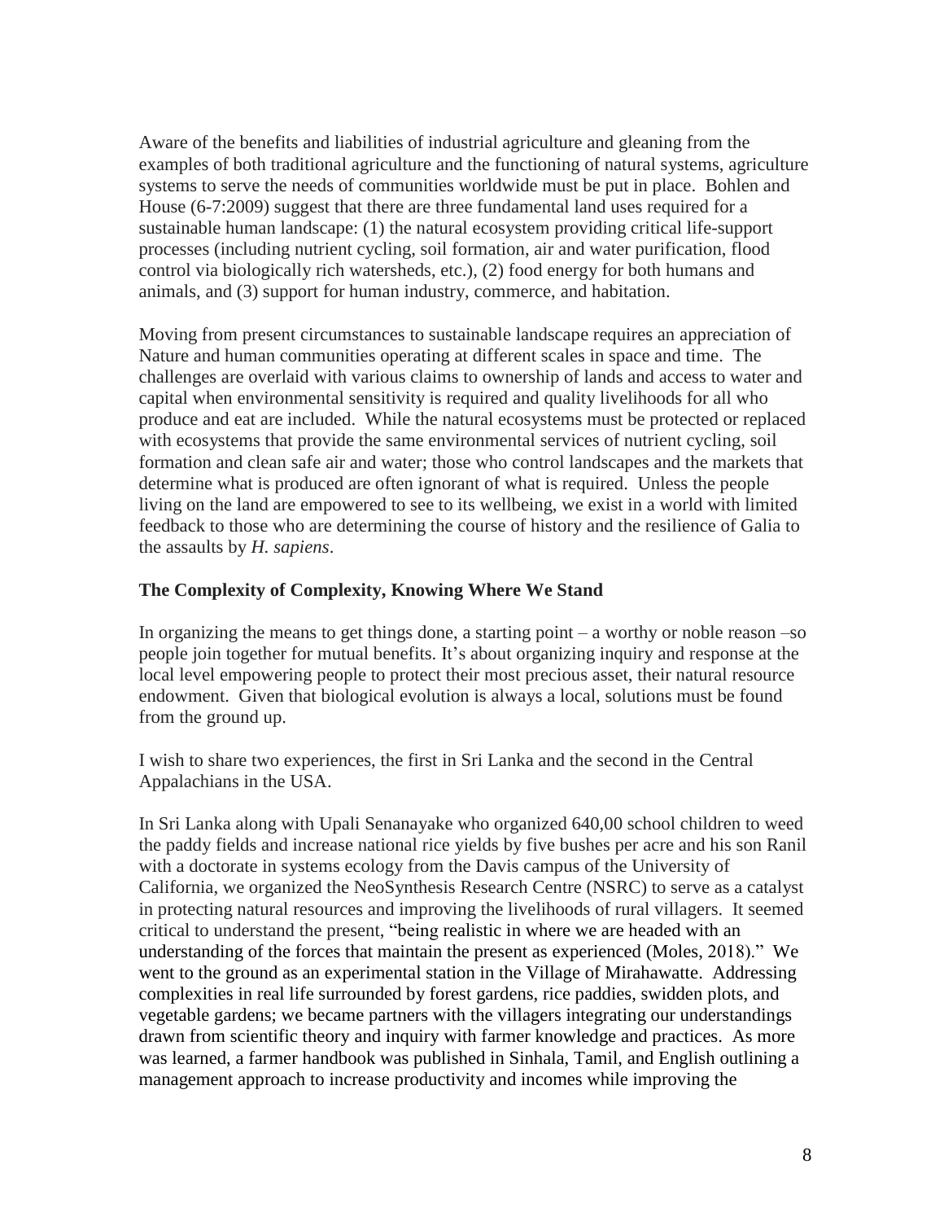Aware of the benefits and liabilities of industrial agriculture and gleaning from the examples of both traditional agriculture and the functioning of natural systems, agriculture systems to serve the needs of communities worldwide must be put in place. Bohlen and House (6-7:2009) suggest that there are three fundamental land uses required for a sustainable human landscape: (1) the natural ecosystem providing critical life-support processes (including nutrient cycling, soil formation, air and water purification, flood control via biologically rich watersheds, etc.), (2) food energy for both humans and animals, and (3) support for human industry, commerce, and habitation.

Moving from present circumstances to sustainable landscape requires an appreciation of Nature and human communities operating at different scales in space and time. The challenges are overlaid with various claims to ownership of lands and access to water and capital when environmental sensitivity is required and quality livelihoods for all who produce and eat are included. While the natural ecosystems must be protected or replaced with ecosystems that provide the same environmental services of nutrient cycling, soil formation and clean safe air and water; those who control landscapes and the markets that determine what is produced are often ignorant of what is required. Unless the people living on the land are empowered to see to its wellbeing, we exist in a world with limited feedback to those who are determining the course of history and the resilience of Galia to the assaults by *H. sapiens*.

**The Complexity of Complexity, Knowing Where We Stand**

In organizing the means to get things done, a starting point – a worthy or noble reason –so people join together for mutual benefits. It's about organizing inquiry and response at the local level empowering people to protect their most precious asset, their natural resource endowment. Given that biological evolution is always a local, solutions must be found from the ground up.

I wish to share two experiences, the first in Sri Lanka and the second in the Central Appalachians in the USA.

In Sri Lanka along with Upali Senanayake who organized 640,00 school children to weed the paddy fields and increase national rice yields by five bushes per acre and his son Ranil with a doctorate in systems ecology from the Davis campus of the University of California, we organized the NeoSynthesis Research Centre (NSRC) to serve as a catalyst in protecting natural resources and improving the livelihoods of rural villagers. It seemed critical to understand the present, "being realistic in where we are headed with an understanding of the forces that maintain the present as experienced (Moles, 2018)." We went to the ground as an experimental station in the Village of Mirahawatte. Addressing complexities in real life surrounded by forest gardens, rice paddies, swidden plots, and vegetable gardens; we became partners with the villagers integrating our understandings drawn from scientific theory and inquiry with farmer knowledge and practices. As more was learned, a farmer handbook was published in Sinhala, Tamil, and English outlining a management approach to increase productivity and incomes while improving the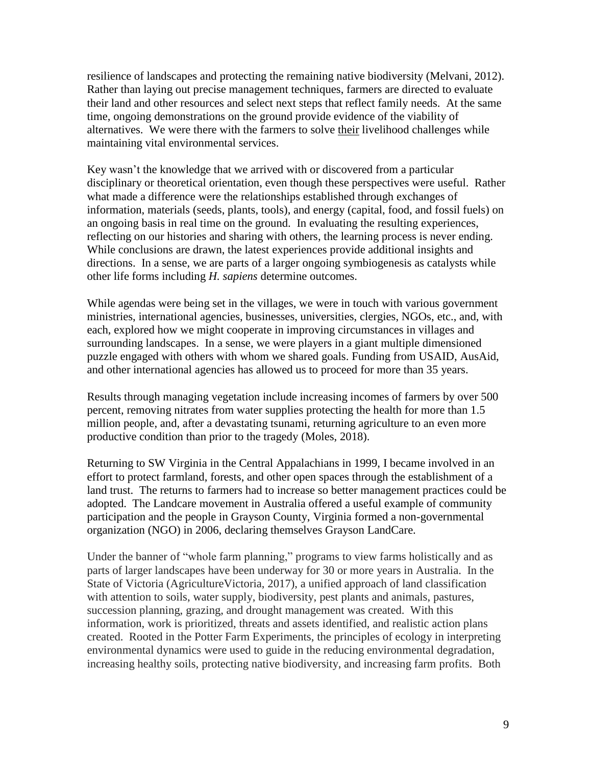resilience of landscapes and protecting the remaining native biodiversity (Melvani, 2012). Rather than laying out precise management techniques, farmers are directed to evaluate their land and other resources and select next steps that reflect family needs. At the same time, ongoing demonstrations on the ground provide evidence of the viability of alternatives. We were there with the farmers to solve <u>their</u> livelihood challenges while maintaining vital environmental services.

Key wasn't the knowledge that we arrived with or discovered from a particular disciplinary or theoretical orientation, even though these perspectives were useful. Rather what made a difference were the relationships established through exchanges of information, materials (seeds, plants, tools), and energy (capital, food, and fossil fuels) on an ongoing basis in real time on the ground. In evaluating the resulting experiences, reflecting on our histories and sharing with others, the learning process is never ending. While conclusions are drawn, the latest experiences provide additional insights and directions. In a sense, we are parts of a larger ongoing symbiogenesis as catalysts while other life forms including *H. sapiens* determine outcomes.

While agendas were being set in the villages, we were in touch with various government ministries, international agencies, businesses, universities, clergies, NGOs, etc., and, with each, explored how we might cooperate in improving circumstances in villages and surrounding landscapes. In a sense, we were players in a giant multiple dimensioned puzzle engaged with others with whom we shared goals. Funding from USAID, AusAid, and other international agencies has allowed us to proceed for more than 35 years.

Results through managing vegetation include increasing incomes of farmers by over 500 percent, removing nitrates from water supplies protecting the health for more than 1.5 million people, and, after a devastating tsunami, returning agriculture to an even more productive condition than prior to the tragedy (Moles, 2018).

Returning to SW Virginia in the Central Appalachians in 1999, I became involved in an effort to protect farmland, forests, and other open spaces through the establishment of a land trust. The returns to farmers had to increase so better management practices could be adopted. The Landcare movement in Australia offered a useful example of community participation and the people in Grayson County, Virginia formed a non-governmental organization (NGO) in 2006, declaring themselves Grayson LandCare.

Under the banner of "whole farm planning," programs to view farms holistically and as parts of larger landscapes have been underway for 30 or more years in Australia. In the State of Victoria (AgricultureVictoria, 2017), a unified approach of land classification with attention to soils, water supply, biodiversity, pest plants and animals, pastures, succession planning, grazing, and drought management was created. With this information, work is prioritized, threats and assets identified, and realistic action plans created. Rooted in the Potter Farm Experiments, the principles of ecology in interpreting environmental dynamics were used to guide in the reducing environmental degradation, increasing healthy soils, protecting native biodiversity, and increasing farm profits. Both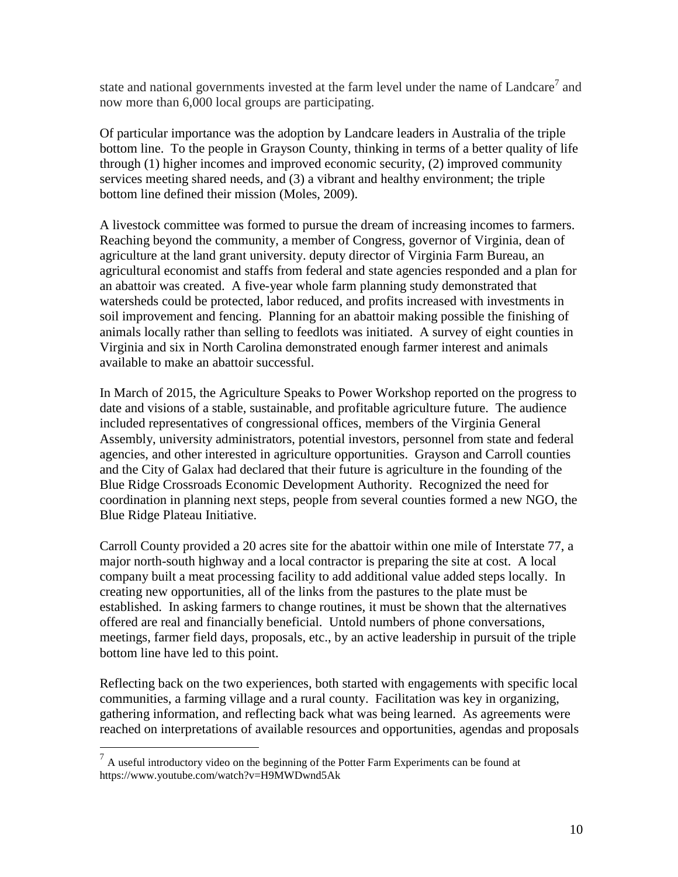state and national governments invested at the farm level under the name of Landcare[7] and now more than 6,000 local groups are participating.

Of particular importance was the adoption by Landcare leaders in Australia of the triple bottom line. To the people in Grayson County, thinking in terms of a better quality of life through (1) higher incomes and improved economic security, (2) improved community services meeting shared needs, and (3) a vibrant and healthy environment; the triple bottom line defined their mission (Moles, 2009).

A livestock committee was formed to pursue the dream of increasing incomes to farmers. Reaching beyond the community, a member of Congress, governor of Virginia, dean of agriculture at the land grant university. deputy director of Virginia Farm Bureau, an agricultural economist and staffs from federal and state agencies responded and a plan for an abattoir was created. A five-year whole farm planning study demonstrated that watersheds could be protected, labor reduced, and profits increased with investments in soil improvement and fencing. Planning for an abattoir making possible the finishing of animals locally rather than selling to feedlots was initiated. A survey of eight counties in Virginia and six in North Carolina demonstrated enough farmer interest and animals available to make an abattoir successful.

In March of 2015, the Agriculture Speaks to Power Workshop reported on the progress to date and visions of a stable, sustainable, and profitable agriculture future. The audience included representatives of congressional offices, members of the Virginia General Assembly, university administrators, potential investors, personnel from state and federal agencies, and other interested in agriculture opportunities. Grayson and Carroll counties and the City of Galax had declared that their future is agriculture in the founding of the Blue Ridge Crossroads Economic Development Authority. Recognized the need for coordination in planning next steps, people from several counties formed a new NGO, the Blue Ridge Plateau Initiative.

Carroll County provided a 20 acres site for the abattoir within one mile of Interstate 77, a major north-south highway and a local contractor is preparing the site at cost. A local company built a meat processing facility to add additional value added steps locally. In creating new opportunities, all of the links from the pastures to the plate must be established. In asking farmers to change routines, it must be shown that the alternatives offered are real and financially beneficial. Untold numbers of phone conversations, meetings, farmer field days, proposals, etc., by an active leadership in pursuit of the triple bottom line have led to this point.

Reflecting back on the two experiences, both started with engagements with specific local communities, a farming village and a rural county. Facilitation was key in organizing, gathering information, and reflecting back what was being learned. As agreements were reached on interpretations of available resources and opportunities, agendas and proposals

[7] A useful introductory video on the beginning of the Potter Farm Experiments can be found at https://www.youtube.com/watch?v=H9MWDwnd5Ak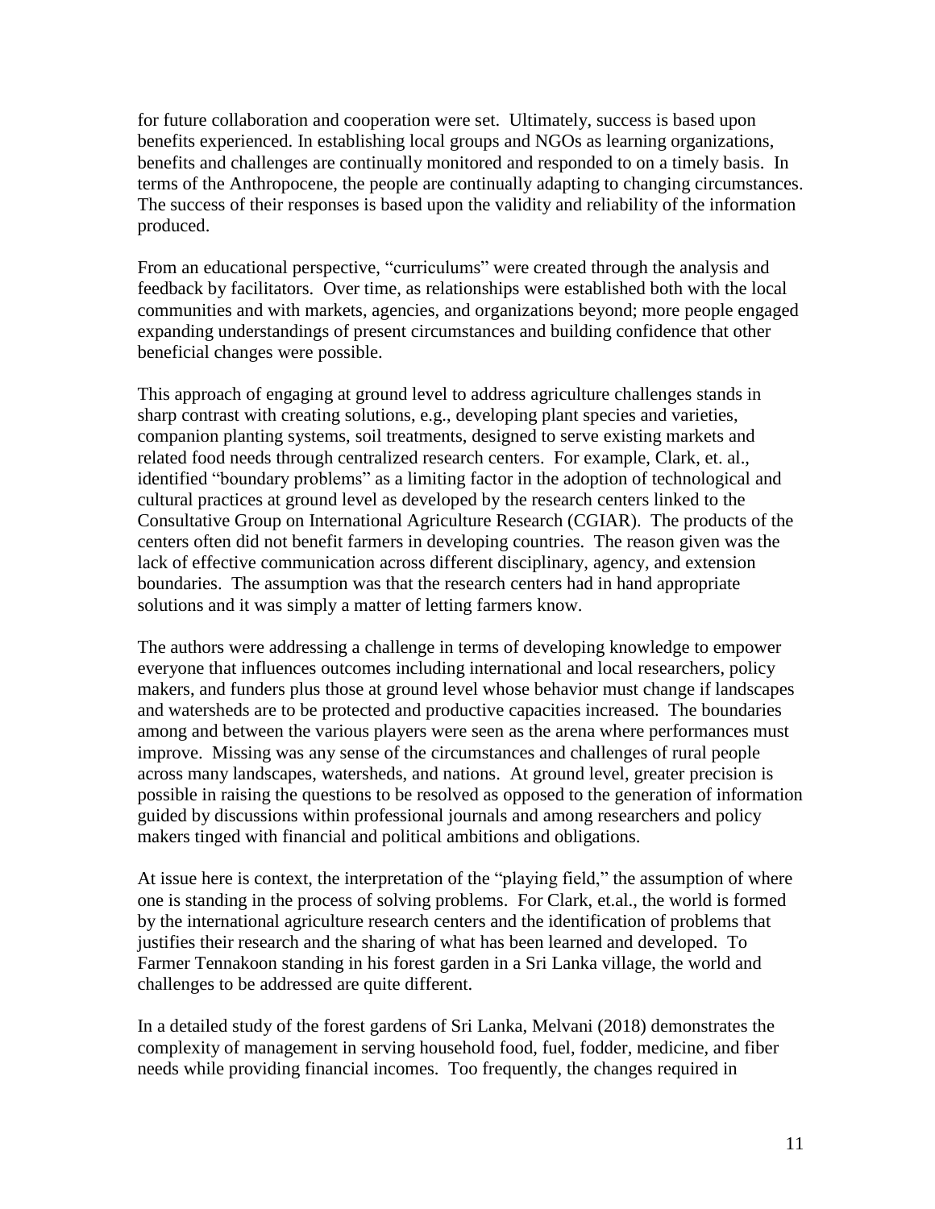for future collaboration and cooperation were set. Ultimately, success is based upon benefits experienced. In establishing local groups and NGOs as learning organizations, benefits and challenges are continually monitored and responded to on a timely basis. In terms of the Anthropocene, the people are continually adapting to changing circumstances. The success of their responses is based upon the validity and reliability of the information produced.

From an educational perspective, "curriculums" were created through the analysis and feedback by facilitators. Over time, as relationships were established both with the local communities and with markets, agencies, and organizations beyond; more people engaged expanding understandings of present circumstances and building confidence that other beneficial changes were possible.

This approach of engaging at ground level to address agriculture challenges stands in sharp contrast with creating solutions, e.g., developing plant species and varieties, companion planting systems, soil treatments, designed to serve existing markets and related food needs through centralized research centers. For example, Clark, et. al., identified "boundary problems" as a limiting factor in the adoption of technological and cultural practices at ground level as developed by the research centers linked to the Consultative Group on International Agriculture Research (CGIAR). The products of the centers often did not benefit farmers in developing countries. The reason given was the lack of effective communication across different disciplinary, agency, and extension boundaries. The assumption was that the research centers had in hand appropriate solutions and it was simply a matter of letting farmers know.

The authors were addressing a challenge in terms of developing knowledge to empower everyone that influences outcomes including international and local researchers, policy makers, and funders plus those at ground level whose behavior must change if landscapes and watersheds are to be protected and productive capacities increased. The boundaries among and between the various players were seen as the arena where performances must improve. Missing was any sense of the circumstances and challenges of rural people across many landscapes, watersheds, and nations. At ground level, greater precision is possible in raising the questions to be resolved as opposed to the generation of information guided by discussions within professional journals and among researchers and policy makers tinged with financial and political ambitions and obligations.

At issue here is context, the interpretation of the "playing field," the assumption of where one is standing in the process of solving problems. For Clark, et.al., the world is formed by the international agriculture research centers and the identification of problems that justifies their research and the sharing of what has been learned and developed. To Farmer Tennakoon standing in his forest garden in a Sri Lanka village, the world and challenges to be addressed are quite different.

In a detailed study of the forest gardens of Sri Lanka, Melvani (2018) demonstrates the complexity of management in serving household food, fuel, fodder, medicine, and fiber needs while providing financial incomes. Too frequently, the changes required in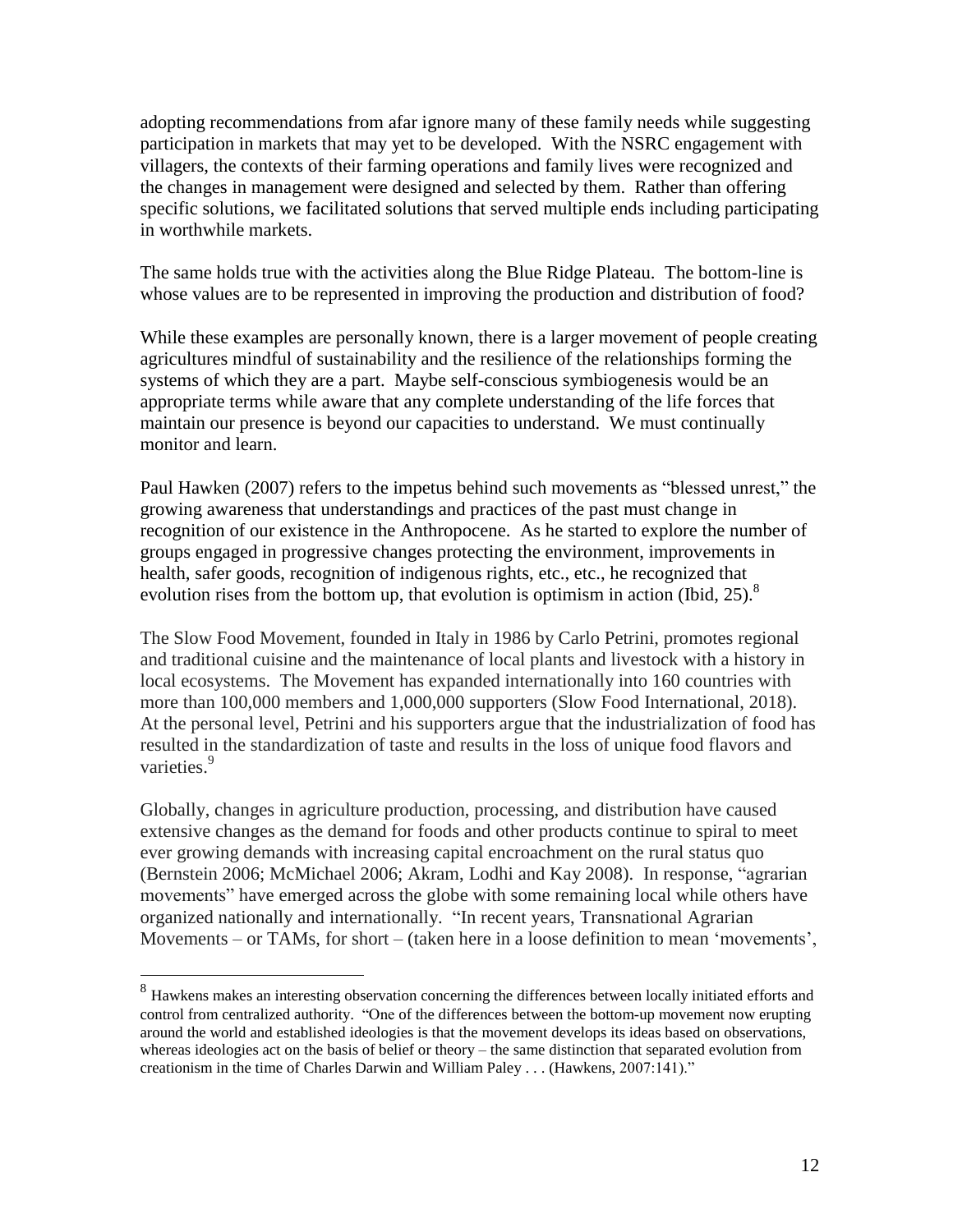adopting recommendations from afar ignore many of these family needs while suggesting participation in markets that may yet to be developed. With the NSRC engagement with villagers, the contexts of their farming operations and family lives were recognized and the changes in management were designed and selected by them. Rather than offering specific solutions, we facilitated solutions that served multiple ends including participating in worthwhile markets.

The same holds true with the activities along the Blue Ridge Plateau. The bottom-line is whose values are to be represented in improving the production and distribution of food?

While these examples are personally known, there is a larger movement of people creating agricultures mindful of sustainability and the resilience of the relationships forming the systems of which they are a part. Maybe self-conscious symbiogenesis would be an appropriate terms while aware that any complete understanding of the life forces that maintain our presence is beyond our capacities to understand. We must continually monitor and learn.

Paul Hawken (2007) refers to the impetus behind such movements as "blessed unrest," the growing awareness that understandings and practices of the past must change in recognition of our existence in the Anthropocene. As he started to explore the number of groups engaged in progressive changes protecting the environment, improvements in health, safer goods, recognition of indigenous rights, etc., etc., he recognized that evolution rises from the bottom up, that evolution is optimism in action (Ibid, 25).[8]

The Slow Food Movement, founded in Italy in 1986 by Carlo Petrini, promotes regional and traditional cuisine and the maintenance of local plants and livestock with a history in local ecosystems. The Movement has expanded internationally into 160 countries with more than 100,000 members and 1,000,000 supporters (Slow Food International, 2018). At the personal level, Petrini and his supporters argue that the industrialization of food has resulted in the standardization of taste and results in the loss of unique food flavors and varieties.[9]

Globally, changes in agriculture production, processing, and distribution have caused extensive changes as the demand for foods and other products continue to spiral to meet ever growing demands with increasing capital encroachment on the rural status quo (Bernstein 2006; McMichael 2006; Akram, Lodhi and Kay 2008). In response, "agrarian movements" have emerged across the globe with some remaining local while others have organized nationally and internationally. "In recent years, Transnational Agrarian Movements – or TAMs, for short – (taken here in a loose definition to mean 'movements',

---

[8] Hawkens makes an interesting observation concerning the differences between locally initiated efforts and control from centralized authority. "One of the differences between the bottom-up movement now erupting around the world and established ideologies is that the movement develops its ideas based on observations, whereas ideologies act on the basis of belief or theory – the same distinction that separated evolution from creationism in the time of Charles Darwin and William Paley . . . (Hawkens, 2007:141)."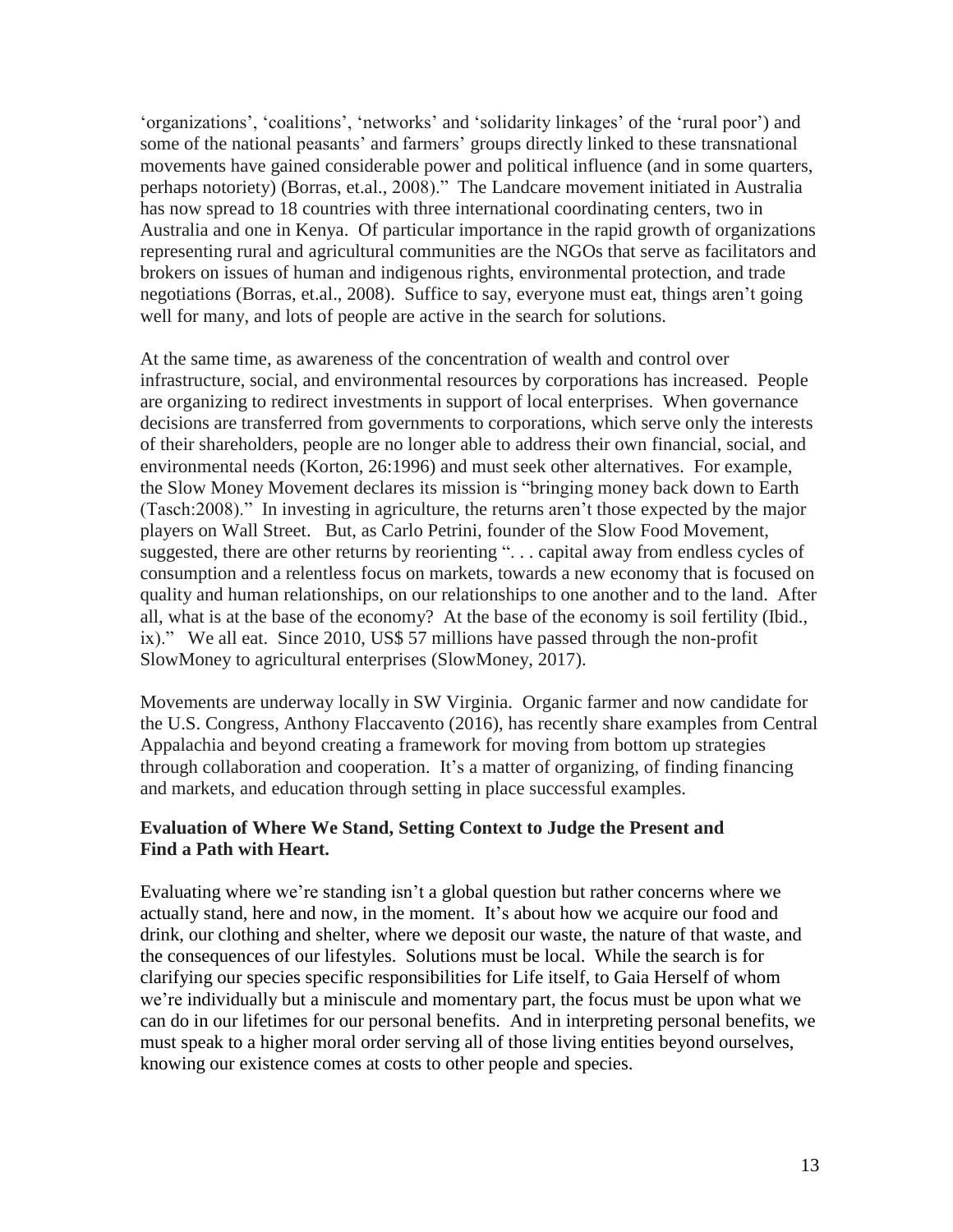'organizations', 'coalitions', 'networks' and 'solidarity linkages' of the 'rural poor') and some of the national peasants' and farmers' groups directly linked to these transnational movements have gained considerable power and political influence (and in some quarters, perhaps notoriety) (Borras, et.al., 2008)." The Landcare movement initiated in Australia has now spread to 18 countries with three international coordinating centers, two in Australia and one in Kenya. Of particular importance in the rapid growth of organizations representing rural and agricultural communities are the NGOs that serve as facilitators and brokers on issues of human and indigenous rights, environmental protection, and trade negotiations (Borras, et.al., 2008). Suffice to say, everyone must eat, things aren't going well for many, and lots of people are active in the search for solutions.

At the same time, as awareness of the concentration of wealth and control over infrastructure, social, and environmental resources by corporations has increased. People are organizing to redirect investments in support of local enterprises. When governance decisions are transferred from governments to corporations, which serve only the interests of their shareholders, people are no longer able to address their own financial, social, and environmental needs (Korton, 26:1996) and must seek other alternatives. For example, the Slow Money Movement declares its mission is "bringing money back down to Earth (Tasch:2008)." In investing in agriculture, the returns aren't those expected by the major players on Wall Street. But, as Carlo Petrini, founder of the Slow Food Movement, suggested, there are other returns by reorienting ". . . capital away from endless cycles of consumption and a relentless focus on markets, towards a new economy that is focused on quality and human relationships, on our relationships to one another and to the land. After all, what is at the base of the economy? At the base of the economy is soil fertility (Ibid., ix)." We all eat. Since 2010, US$ 57 millions have passed through the non-profit SlowMoney to agricultural enterprises (SlowMoney, 2017).

Movements are underway locally in SW Virginia. Organic farmer and now candidate for the U.S. Congress, Anthony Flaccavento (2016), has recently share examples from Central Appalachia and beyond creating a framework for moving from bottom up strategies through collaboration and cooperation. It's a matter of organizing, of finding financing and markets, and education through setting in place successful examples.

**Evaluation of Where We Stand, Setting Context to Judge the Present and Find a Path with Heart.**

Evaluating where we're standing isn't a global question but rather concerns where we actually stand, here and now, in the moment. It's about how we acquire our food and drink, our clothing and shelter, where we deposit our waste, the nature of that waste, and the consequences of our lifestyles. Solutions must be local. While the search is for clarifying our species specific responsibilities for Life itself, to Gaia Herself of whom we're individually but a miniscule and momentary part, the focus must be upon what we can do in our lifetimes for our personal benefits. And in interpreting personal benefits, we must speak to a higher moral order serving all of those living entities beyond ourselves, knowing our existence comes at costs to other people and species.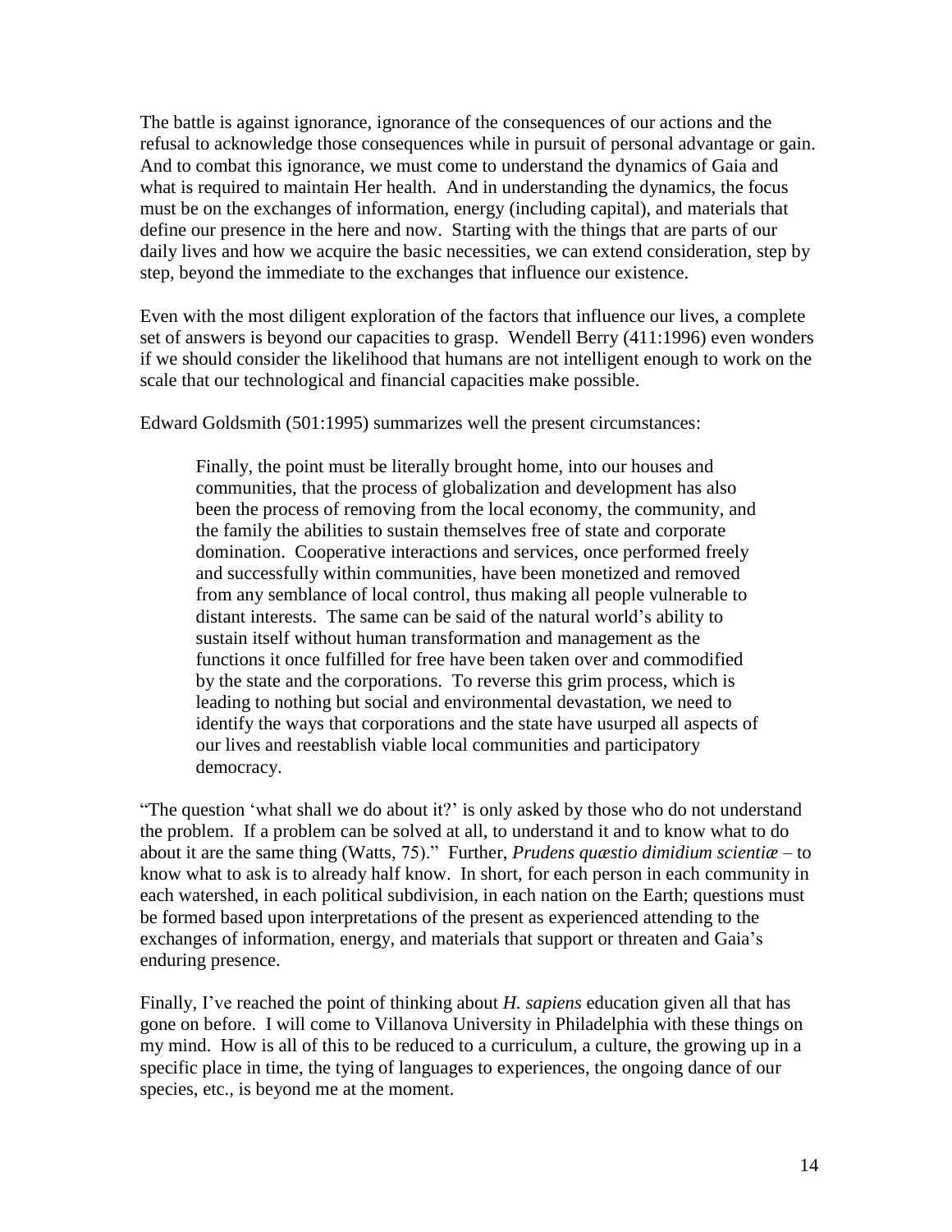The battle is against ignorance, ignorance of the consequences of our actions and the refusal to acknowledge those consequences while in pursuit of personal advantage or gain. And to combat this ignorance, we must come to understand the dynamics of Gaia and what is required to maintain Her health. And in understanding the dynamics, the focus must be on the exchanges of information, energy (including capital), and materials that define our presence in the here and now. Starting with the things that are parts of our daily lives and how we acquire the basic necessities, we can extend consideration, step by step, beyond the immediate to the exchanges that influence our existence.

Even with the most diligent exploration of the factors that influence our lives, a complete set of answers is beyond our capacities to grasp. Wendell Berry (411:1996) even wonders if we should consider the likelihood that humans are not intelligent enough to work on the scale that our technological and financial capacities make possible.

Edward Goldsmith (501:1995) summarizes well the present circumstances:

> Finally, the point must be literally brought home, into our houses and communities, that the process of globalization and development has also been the process of removing from the local economy, the community, and the family the abilities to sustain themselves free of state and corporate domination. Cooperative interactions and services, once performed freely and successfully within communities, have been monetized and removed from any semblance of local control, thus making all people vulnerable to distant interests. The same can be said of the natural world's ability to sustain itself without human transformation and management as the functions it once fulfilled for free have been taken over and commodified by the state and the corporations. To reverse this grim process, which is leading to nothing but social and environmental devastation, we need to identify the ways that corporations and the state have usurped all aspects of our lives and reestablish viable local communities and participatory democracy.

"The question 'what shall we do about it?' is only asked by those who do not understand the problem. If a problem can be solved at all, to understand it and to know what to do about it are the same thing (Watts, 75)." Further, *Prudens quæstio dimidium scientiæ* – to know what to ask is to already half know. In short, for each person in each community in each watershed, in each political subdivision, in each nation on the Earth; questions must be formed based upon interpretations of the present as experienced attending to the exchanges of information, energy, and materials that support or threaten and Gaia's enduring presence.

Finally, I've reached the point of thinking about *H. sapiens* education given all that has gone on before. I will come to Villanova University in Philadelphia with these things on my mind. How is all of this to be reduced to a curriculum, a culture, the growing up in a specific place in time, the tying of languages to experiences, the ongoing dance of our species, etc., is beyond me at the moment.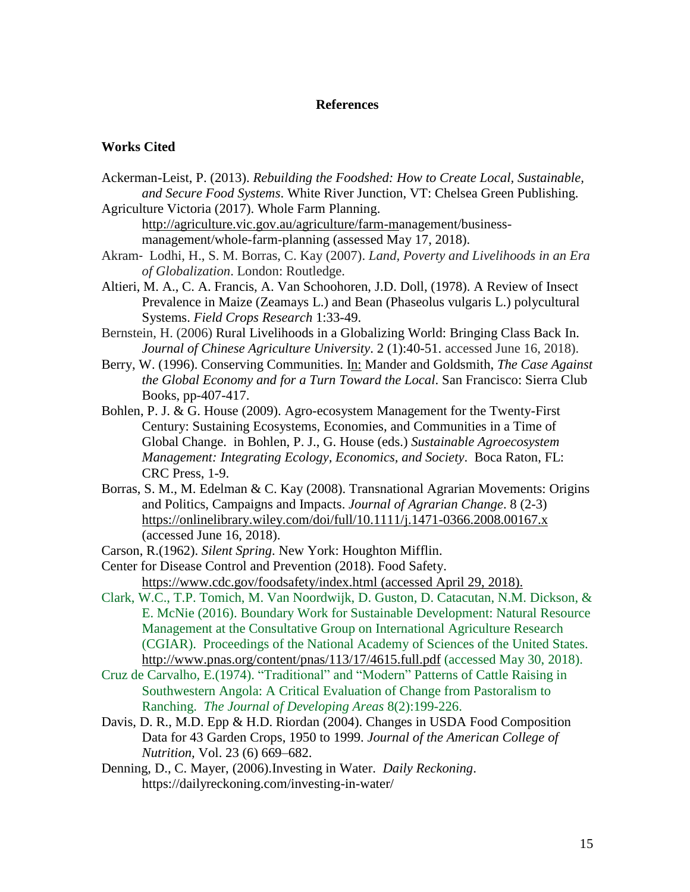## References

### Works Cited

Ackerman-Leist, P. (2013). *Rebuilding the Foodshed: How to Create Local, Sustainable, and Secure Food Systems*. White River Junction, VT: Chelsea Green Publishing.

Agriculture Victoria (2017). Whole Farm Planning. http://agriculture.vic.gov.au/agriculture/farm-management/business-management/whole-farm-planning (assessed May 17, 2018).

Akram‐ Lodhi, H., S. M. Borras, C. Kay (2007). *Land, Poverty and Livelihoods in an Era of Globalization*. London: Routledge.

Altieri, M. A., C. A. Francis, A. Van Schoohoren, J.D. Doll, (1978). A Review of Insect Prevalence in Maize (Zeamays L.) and Bean (Phaseolus vulgaris L.) polycultural Systems. *Field Crops Research* 1:33-49.

Bernstein, H. (2006) Rural Livelihoods in a Globalizing World: Bringing Class Back In. *Journal of Chinese Agriculture University*. 2 (1):40-51. accessed June 16, 2018).

Berry, W. (1996). Conserving Communities. In: Mander and Goldsmith, *The Case Against the Global Economy and for a Turn Toward the Local*. San Francisco: Sierra Club Books, pp-407-417.

Bohlen, P. J. & G. House (2009). Agro-ecosystem Management for the Twenty-First Century: Sustaining Ecosystems, Economies, and Communities in a Time of Global Change. in Bohlen, P. J., G. House (eds.) *Sustainable Agroecosystem Management: Integrating Ecology, Economics, and Society*. Boca Raton, FL: CRC Press, 1-9.

Borras, S. M., M. Edelman & C. Kay (2008). Transnational Agrarian Movements: Origins and Politics, Campaigns and Impacts. *Journal of Agrarian Change*. 8 (2-3) https://onlinelibrary.wiley.com/doi/full/10.1111/j.1471-0366.2008.00167.x (accessed June 16, 2018).

Carson, R.(1962). *Silent Spring*. New York: Houghton Mifflin.

Center for Disease Control and Prevention (2018). Food Safety. https://www.cdc.gov/foodsafety/index.html (accessed April 29, 2018).

Clark, W.C., T.P. Tomich, M. Van Noordwijk, D. Guston, D. Catacutan, N.M. Dickson, & E. McNie (2016). Boundary Work for Sustainable Development: Natural Resource Management at the Consultative Group on International Agriculture Research (CGIAR). Proceedings of the National Academy of Sciences of the United States. http://www.pnas.org/content/pnas/113/17/4615.full.pdf (accessed May 30, 2018).

Cruz de Carvalho, E.(1974). "Traditional" and "Modern" Patterns of Cattle Raising in Southwestern Angola: A Critical Evaluation of Change from Pastoralism to Ranching. *The Journal of Developing Areas* 8(2):199-226.

Davis, D. R., M.D. Epp & H.D. Riordan (2004). Changes in USDA Food Composition Data for 43 Garden Crops, 1950 to 1999. *Journal of the American College of Nutrition,* Vol. 23 (6) 669–682.

Denning, D., C. Mayer, (2006).Investing in Water. *Daily Reckoning*. https://dailyreckoning.com/investing-in-water/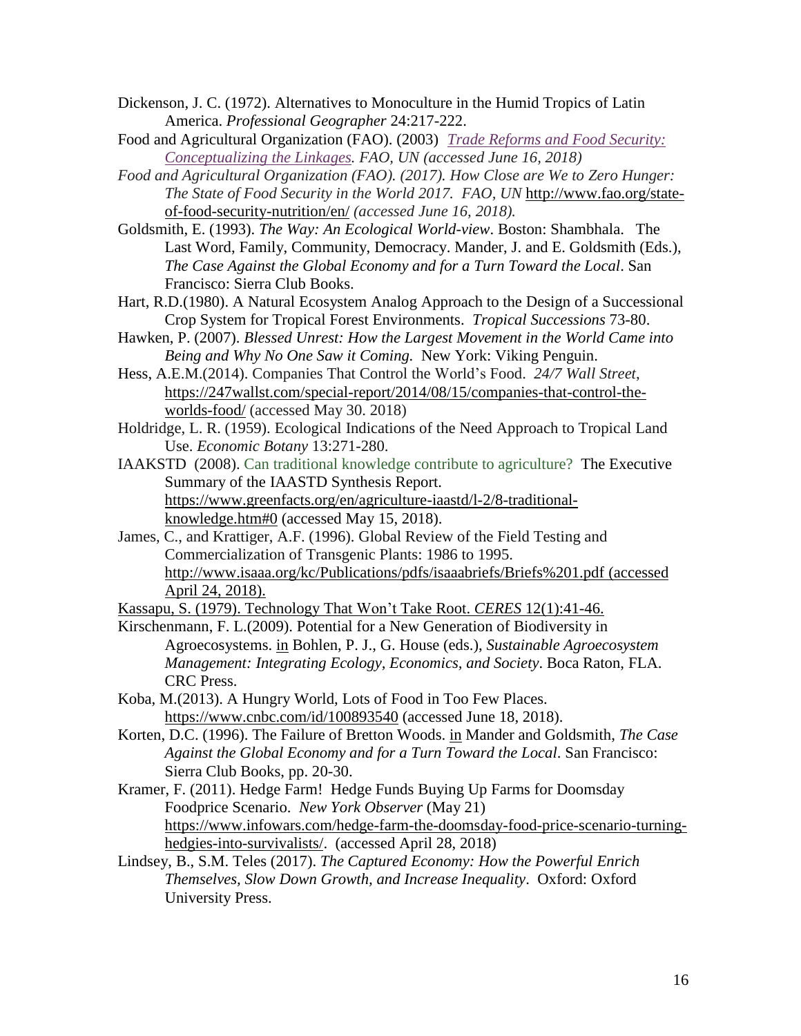Dickenson, J. C. (1972). Alternatives to Monoculture in the Humid Tropics of Latin America. *Professional Geographer* 24:217-222.

Food and Agricultural Organization (FAO). (2003) *Trade Reforms and Food Security: Conceptualizing the Linkages. FAO, UN (accessed June 16, 2018)*

*Food and Agricultural Organization (FAO). (2017). How Close are We to Zero Hunger: The State of Food Security in the World 2017. FAO, UN* http://www.fao.org/state-of-food-security-nutrition/en/ *(accessed June 16, 2018).*

Goldsmith, E. (1993). *The Way: An Ecological World-view*. Boston: Shambhala. The Last Word, Family, Community, Democracy. Mander, J. and E. Goldsmith (Eds.), *The Case Against the Global Economy and for a Turn Toward the Local*. San Francisco: Sierra Club Books.

Hart, R.D.(1980). A Natural Ecosystem Analog Approach to the Design of a Successional Crop System for Tropical Forest Environments. *Tropical Successions* 73-80.

Hawken, P. (2007). *Blessed Unrest: How the Largest Movement in the World Came into Being and Why No One Saw it Coming.* New York: Viking Penguin.

Hess, A.E.M.(2014). Companies That Control the World's Food. *24/7 Wall Street*, https://247wallst.com/special-report/2014/08/15/companies-that-control-the-worlds-food/ (accessed May 30. 2018)

Holdridge, L. R. (1959). Ecological Indications of the Need Approach to Tropical Land Use. *Economic Botany* 13:271-280.

IAAKSTD (2008). Can traditional knowledge contribute to agriculture? The Executive Summary of the IAASTD Synthesis Report. https://www.greenfacts.org/en/agriculture-iaastd/l-2/8-traditional-knowledge.htm#0 (accessed May 15, 2018).

James, C., and Krattiger, A.F. (1996). Global Review of the Field Testing and Commercialization of Transgenic Plants: 1986 to 1995. http://www.isaaa.org/kc/Publications/pdfs/isaaabriefs/Briefs%201.pdf (accessed April 24, 2018).

Kassapu, S. (1979). Technology That Won't Take Root. *CERES* 12(1):41-46.

Kirschenmann, F. L.(2009). Potential for a New Generation of Biodiversity in Agroecosystems. in Bohlen, P. J., G. House (eds.), *Sustainable Agroecosystem Management: Integrating Ecology, Economics, and Society*. Boca Raton, FLA. CRC Press.

Koba, M.(2013). A Hungry World, Lots of Food in Too Few Places. https://www.cnbc.com/id/100893540 (accessed June 18, 2018).

Korten, D.C. (1996). The Failure of Bretton Woods. in Mander and Goldsmith, *The Case Against the Global Economy and for a Turn Toward the Local*. San Francisco: Sierra Club Books, pp. 20-30.

Kramer, F. (2011). Hedge Farm! Hedge Funds Buying Up Farms for Doomsday Foodprice Scenario. *New York Observer* (May 21) https://www.infowars.com/hedge-farm-the-doomsday-food-price-scenario-turning-hedgies-into-survivalists/. (accessed April 28, 2018)

Lindsey, B., S.M. Teles (2017). *The Captured Economy: How the Powerful Enrich Themselves, Slow Down Growth, and Increase Inequality*. Oxford: Oxford University Press.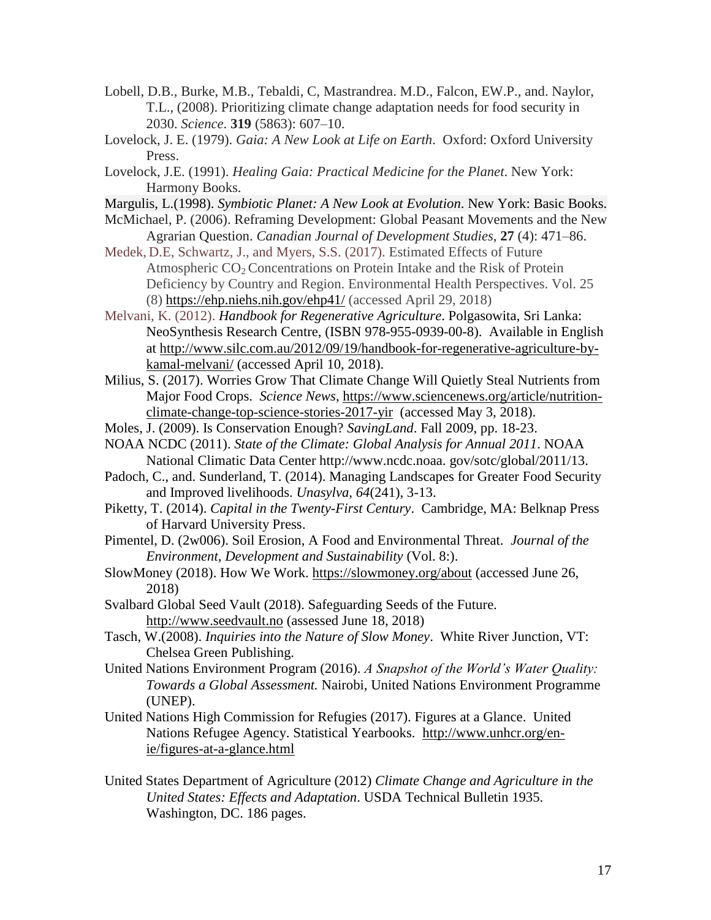Lobell, D.B., Burke, M.B., Tebaldi, C, Mastrandrea. M.D., Falcon, EW.P., and. Naylor, T.L., (2008). Prioritizing climate change adaptation needs for food security in 2030. *Science*. **319** (5863): 607–10.

Lovelock, J. E. (1979). *Gaia: A New Look at Life on Earth*. Oxford: Oxford University Press.

Lovelock, J.E. (1991). *Healing Gaia: Practical Medicine for the Planet*. New York: Harmony Books.

Margulis, L.(1998). *Symbiotic Planet: A New Look at Evolution*. New York: Basic Books.

McMichael, P. (2006). Reframing Development: Global Peasant Movements and the New Agrarian Question. *Canadian Journal of Development Studies*, **27** (4): 471–86.

Medek, D.E, Schwartz, J., and Myers, S.S. (2017). Estimated Effects of Future Atmospheric $CO_2$ Concentrations on Protein Intake and the Risk of Protein Deficiency by Country and Region. Environmental Health Perspectives. Vol. 25 (8) https://ehp.niehs.nih.gov/ehp41/ (accessed April 29, 2018)

Melvani, K. (2012). *Handbook for Regenerative Agriculture*. Polgasowita, Sri Lanka: NeoSynthesis Research Centre, (ISBN 978-955-0939-00-8). Available in English at http://www.silc.com.au/2012/09/19/handbook-for-regenerative-agriculture-by-kamal-melvani/ (accessed April 10, 2018).

Milius, S. (2017). Worries Grow That Climate Change Will Quietly Steal Nutrients from Major Food Crops. *Science News*, https://www.sciencenews.org/article/nutrition-climate-change-top-science-stories-2017-yir (accessed May 3, 2018).

Moles, J. (2009). Is Conservation Enough? *SavingLand*. Fall 2009, pp. 18-23.

NOAA NCDC (2011). *State of the Climate: Global Analysis for Annual 2011*. NOAA National Climatic Data Center http://www.ncdc.noaa. gov/sotc/global/2011/13.

Padoch, C., and. Sunderland, T. (2014). Managing Landscapes for Greater Food Security and Improved livelihoods. *Unasylva*, *64*(241), 3-13.

Piketty, T. (2014). *Capital in the Twenty-First Century*. Cambridge, MA: Belknap Press of Harvard University Press.

Pimentel, D. (2w006). Soil Erosion, A Food and Environmental Threat. *Journal of the Environment, Development and Sustainability* (Vol. 8:).

SlowMoney (2018). How We Work. https://slowmoney.org/about (accessed June 26, 2018)

Svalbard Global Seed Vault (2018). Safeguarding Seeds of the Future. http://www.seedvault.no (assessed June 18, 2018)

Tasch, W.(2008). *Inquiries into the Nature of Slow Money*. White River Junction, VT: Chelsea Green Publishing.

United Nations Environment Program (2016). *A Snapshot of the World's Water Quality: Towards a Global Assessment.* Nairobi, United Nations Environment Programme (UNEP).

United Nations High Commission for Refugies (2017). Figures at a Glance. United Nations Refugee Agency. Statistical Yearbooks. http://www.unhcr.org/en-ie/figures-at-a-glance.html

United States Department of Agriculture (2012) *Climate Change and Agriculture in the United States: Effects and Adaptation*. USDA Technical Bulletin 1935. Washington, DC. 186 pages.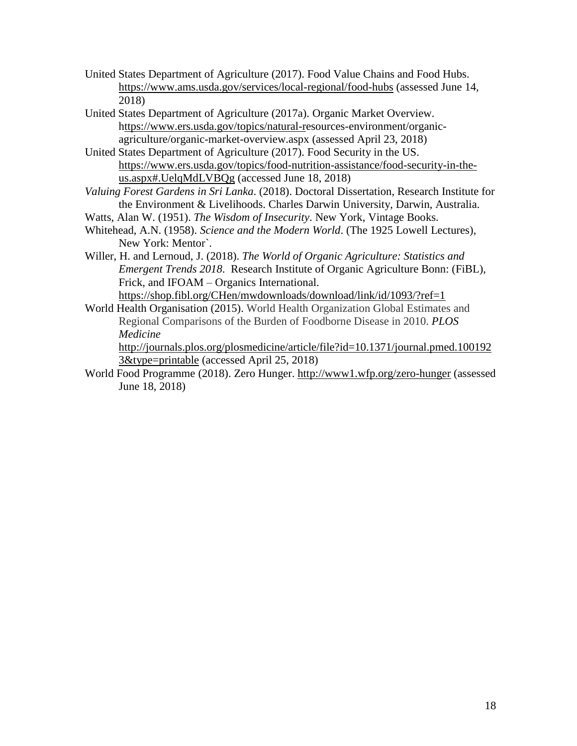United States Department of Agriculture (2017). Food Value Chains and Food Hubs. https://www.ams.usda.gov/services/local-regional/food-hubs (assessed June 14, 2018)

United States Department of Agriculture (2017a). Organic Market Overview. https://www.ers.usda.gov/topics/natural-resources-environment/organic-agriculture/organic-market-overview.aspx (assessed April 23, 2018)

United States Department of Agriculture (2017). Food Security in the US. https://www.ers.usda.gov/topics/food-nutrition-assistance/food-security-in-the-us.aspx#.UelqMdLVBQg (accessed June 18, 2018)

*Valuing Forest Gardens in Sri Lanka*. (2018). Doctoral Dissertation, Research Institute for the Environment & Livelihoods. Charles Darwin University, Darwin, Australia.

Watts, Alan W. (1951). *The Wisdom of Insecurity*. New York, Vintage Books.

Whitehead, A.N. (1958). *Science and the Modern World*. (The 1925 Lowell Lectures), New York: Mentor`.

Willer, H. and Lernoud, J. (2018). *The World of Organic Agriculture: Statistics and Emergent Trends 2018*. Research Institute of Organic Agriculture Bonn: (FiBL), Frick, and IFOAM – Organics International. https://shop.fibl.org/CHen/mwdownloads/download/link/id/1093/?ref=1

World Health Organisation (2015). World Health Organization Global Estimates and Regional Comparisons of the Burden of Foodborne Disease in 2010. *PLOS Medicine* http://journals.plos.org/plosmedicine/article/file?id=10.1371/journal.pmed.1001923&type=printable (accessed April 25, 2018)

World Food Programme (2018). Zero Hunger. http://www1.wfp.org/zero-hunger (assessed June 18, 2018)